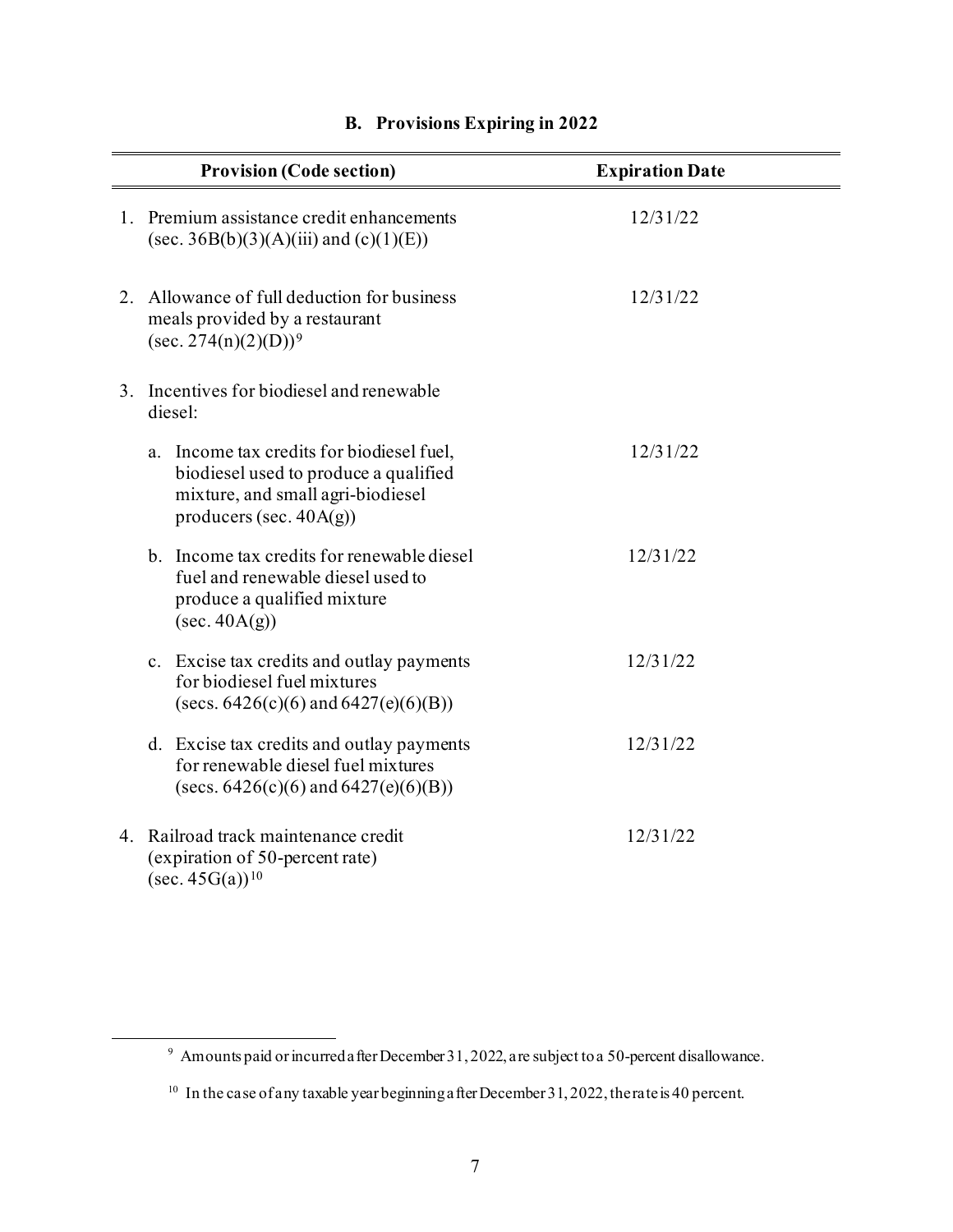## B. Provisions Expiring in 2022

| Provision (Code section) | Expiration Date |
|---|---|
| 1. Premium assistance credit enhancements (sec. 36B(b)(3)(A)(iii) and (c)(1)(E)) | 12/31/22 |
| 2. Allowance of full deduction for business meals provided by a restaurant (sec. 274(n)(2)(D))[9] | 12/31/22 |
| 3. Incentives for biodiesel and renewable diesel: | |
| a. Income tax credits for biodiesel fuel, biodiesel used to produce a qualified mixture, and small agri-biodiesel producers (sec. 40A(g)) | 12/31/22 |
| b. Income tax credits for renewable diesel fuel and renewable diesel used to produce a qualified mixture (sec. 40A(g)) | 12/31/22 |
| c. Excise tax credits and outlay payments for biodiesel fuel mixtures (secs. 6426(c)(6) and 6427(e)(6)(B)) | 12/31/22 |
| d. Excise tax credits and outlay payments for renewable diesel fuel mixtures (secs. 6426(c)(6) and 6427(e)(6)(B)) | 12/31/22 |
| 4. Railroad track maintenance credit (expiration of 50-percent rate) (sec. 45G(a))[10] | 12/31/22 |

[9] Amounts paid or incurred after December 31, 2022, are subject to a 50-percent disallowance.

[10] In the case of any taxable year beginning after December 31, 2022, the rate is 40 percent.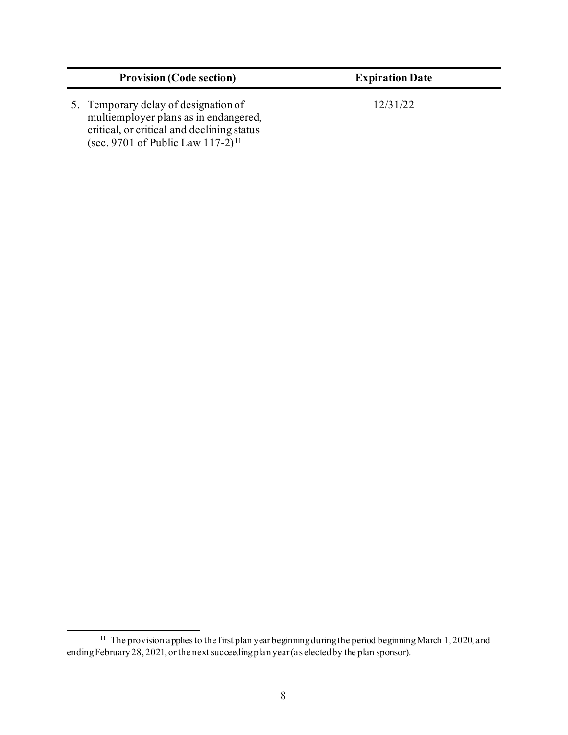| Provision (Code section) | Expiration Date |
|---|---|
| 5. Temporary delay of designation of multiemployer plans as in endangered, critical, or critical and declining status (sec. 9701 of Public Law 117-2)[11] | 12/31/22 |

[11] The provision applies to the first plan year beginning during the period beginning March 1, 2020, and ending February 28, 2021, or the next succeeding plan year (as elected by the plan sponsor).